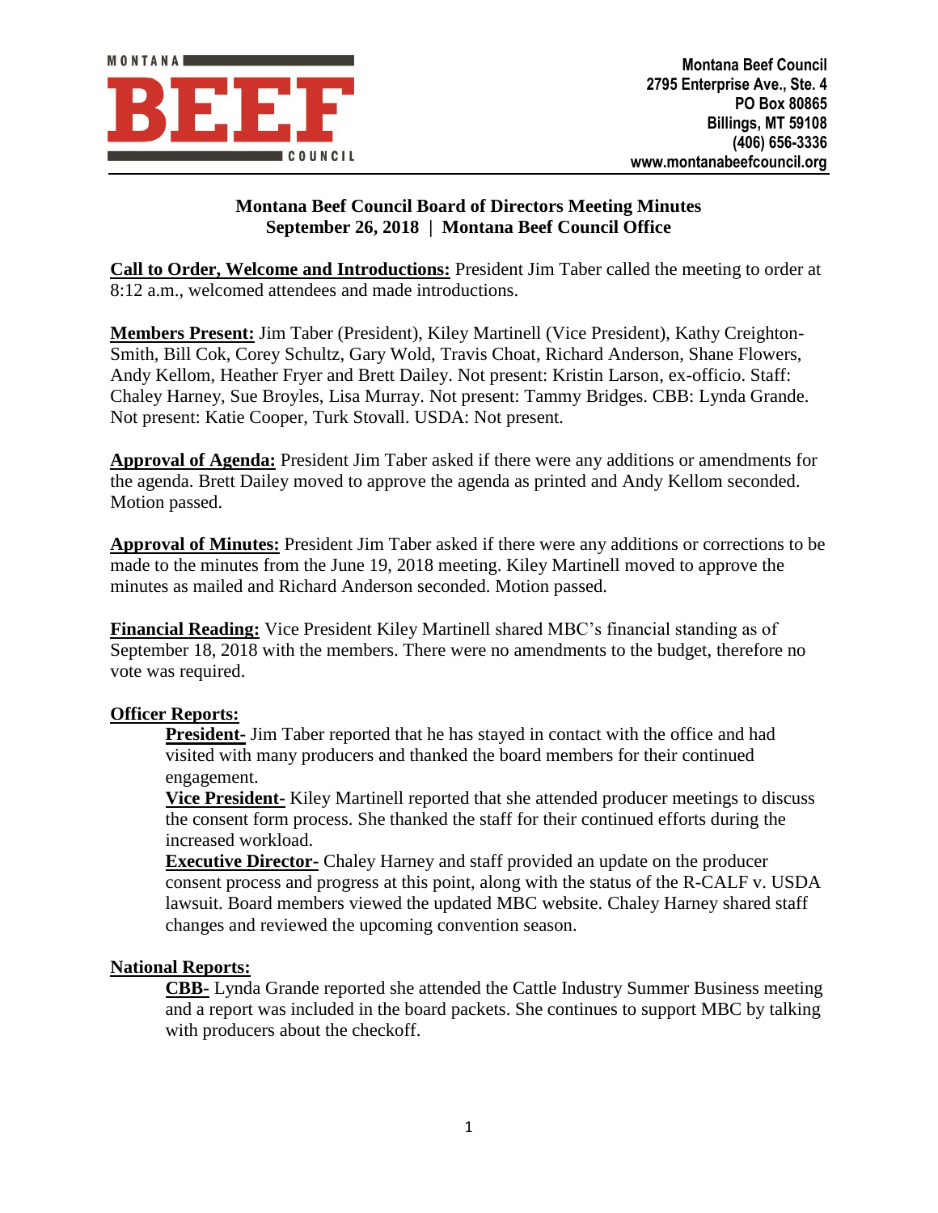Montana Beef Council
2795 Enterprise Ave., Ste. 4
PO Box 80865
Billings, MT 59108
(406) 656-3336
www.montanabeefcouncil.org

# Montana Beef Council Board of Directors Meeting Minutes
## September 26, 2018 | Montana Beef Council Office

**Call to Order, Welcome and Introductions:** President Jim Taber called the meeting to order at 8:12 a.m., welcomed attendees and made introductions.

**Members Present:** Jim Taber (President), Kiley Martinell (Vice President), Kathy Creighton-Smith, Bill Cok, Corey Schultz, Gary Wold, Travis Choat, Richard Anderson, Shane Flowers, Andy Kellom, Heather Fryer and Brett Dailey. Not present: Kristin Larson, ex-officio. Staff: Chaley Harney, Sue Broyles, Lisa Murray. Not present: Tammy Bridges. CBB: Lynda Grande. Not present: Katie Cooper, Turk Stovall. USDA: Not present.

**Approval of Agenda:** President Jim Taber asked if there were any additions or amendments for the agenda. Brett Dailey moved to approve the agenda as printed and Andy Kellom seconded. Motion passed.

**Approval of Minutes:** President Jim Taber asked if there were any additions or corrections to be made to the minutes from the June 19, 2018 meeting. Kiley Martinell moved to approve the minutes as mailed and Richard Anderson seconded. Motion passed.

**Financial Reading:** Vice President Kiley Martinell shared MBC's financial standing as of September 18, 2018 with the members. There were no amendments to the budget, therefore no vote was required.

**Officer Reports:**

**President-** Jim Taber reported that he has stayed in contact with the office and had visited with many producers and thanked the board members for their continued engagement.

**Vice President-** Kiley Martinell reported that she attended producer meetings to discuss the consent form process. She thanked the staff for their continued efforts during the increased workload.

**Executive Director-** Chaley Harney and staff provided an update on the producer consent process and progress at this point, along with the status of the R-CALF v. USDA lawsuit. Board members viewed the updated MBC website. Chaley Harney shared staff changes and reviewed the upcoming convention season.

**National Reports:**

**CBB-** Lynda Grande reported she attended the Cattle Industry Summer Business meeting and a report was included in the board packets. She continues to support MBC by talking with producers about the checkoff.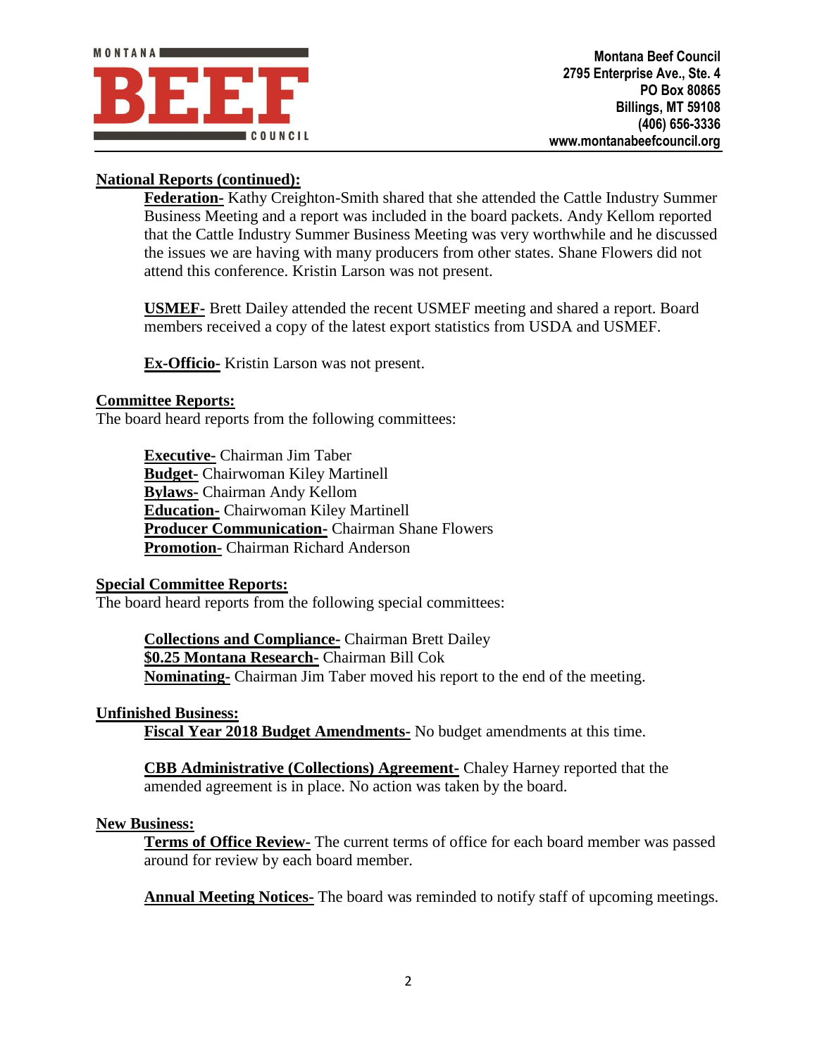**National Reports (continued):**

**Federation-** Kathy Creighton-Smith shared that she attended the Cattle Industry Summer Business Meeting and a report was included in the board packets. Andy Kellom reported that the Cattle Industry Summer Business Meeting was very worthwhile and he discussed the issues we are having with many producers from other states. Shane Flowers did not attend this conference. Kristin Larson was not present.

**USMEF-** Brett Dailey attended the recent USMEF meeting and shared a report. Board members received a copy of the latest export statistics from USDA and USMEF.

**Ex-Officio-** Kristin Larson was not present.

**Committee Reports:**

The board heard reports from the following committees:

**Executive-** Chairman Jim Taber
**Budget-** Chairwoman Kiley Martinell
**Bylaws-** Chairman Andy Kellom
**Education-** Chairwoman Kiley Martinell
**Producer Communication-** Chairman Shane Flowers
**Promotion-** Chairman Richard Anderson

**Special Committee Reports:**

The board heard reports from the following special committees:

**Collections and Compliance-** Chairman Brett Dailey
**$0.25 Montana Research-** Chairman Bill Cok
**Nominating-** Chairman Jim Taber moved his report to the end of the meeting.

**Unfinished Business:**

**Fiscal Year 2018 Budget Amendments-** No budget amendments at this time.

**CBB Administrative (Collections) Agreement-** Chaley Harney reported that the amended agreement is in place. No action was taken by the board.

**New Business:**

**Terms of Office Review-** The current terms of office for each board member was passed around for review by each board member.

**Annual Meeting Notices-** The board was reminded to notify staff of upcoming meetings.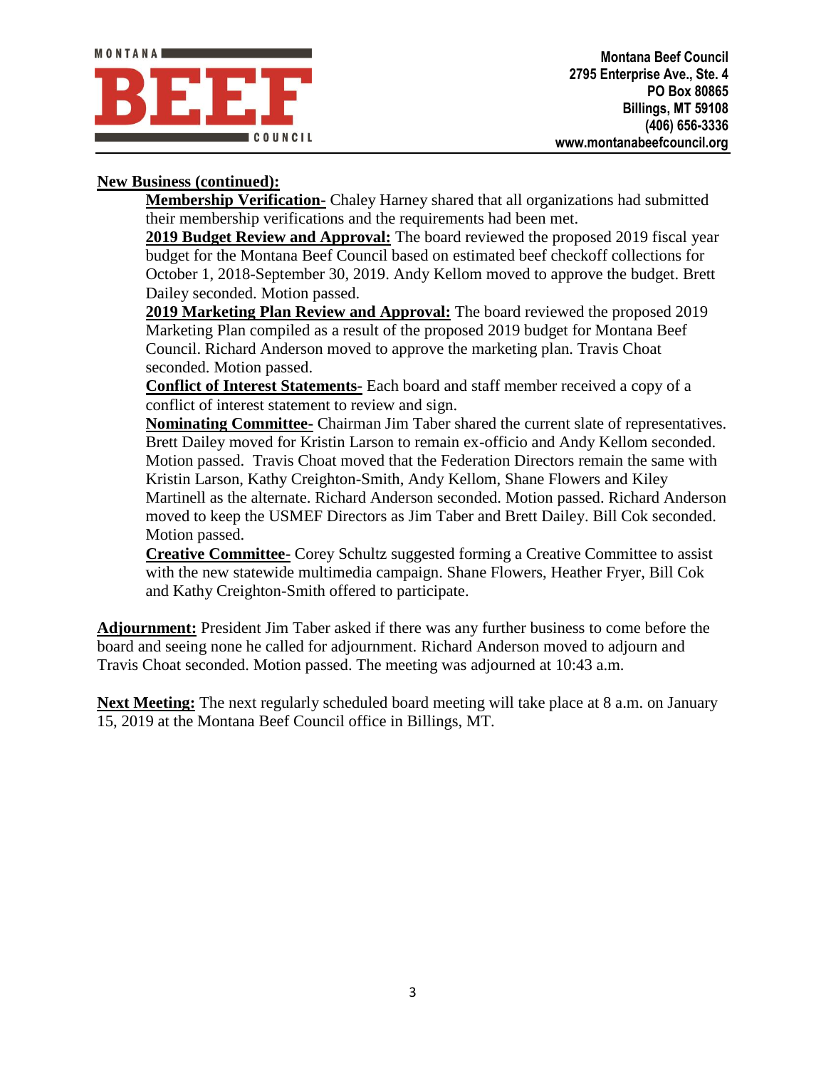**New Business (continued):**

**Membership Verification-** Chaley Harney shared that all organizations had submitted their membership verifications and the requirements had been met.

**2019 Budget Review and Approval:** The board reviewed the proposed 2019 fiscal year budget for the Montana Beef Council based on estimated beef checkoff collections for October 1, 2018-September 30, 2019. Andy Kellom moved to approve the budget. Brett Dailey seconded. Motion passed.

**2019 Marketing Plan Review and Approval:** The board reviewed the proposed 2019 Marketing Plan compiled as a result of the proposed 2019 budget for Montana Beef Council. Richard Anderson moved to approve the marketing plan. Travis Choat seconded. Motion passed.

**Conflict of Interest Statements-** Each board and staff member received a copy of a conflict of interest statement to review and sign.

**Nominating Committee-** Chairman Jim Taber shared the current slate of representatives. Brett Dailey moved for Kristin Larson to remain ex-officio and Andy Kellom seconded. Motion passed. Travis Choat moved that the Federation Directors remain the same with Kristin Larson, Kathy Creighton-Smith, Andy Kellom, Shane Flowers and Kiley Martinell as the alternate. Richard Anderson seconded. Motion passed. Richard Anderson moved to keep the USMEF Directors as Jim Taber and Brett Dailey. Bill Cok seconded. Motion passed.

**Creative Committee-** Corey Schultz suggested forming a Creative Committee to assist with the new statewide multimedia campaign. Shane Flowers, Heather Fryer, Bill Cok and Kathy Creighton-Smith offered to participate.

**Adjournment:** President Jim Taber asked if there was any further business to come before the board and seeing none he called for adjournment. Richard Anderson moved to adjourn and Travis Choat seconded. Motion passed. The meeting was adjourned at 10:43 a.m.

**Next Meeting:** The next regularly scheduled board meeting will take place at 8 a.m. on January 15, 2019 at the Montana Beef Council office in Billings, MT.